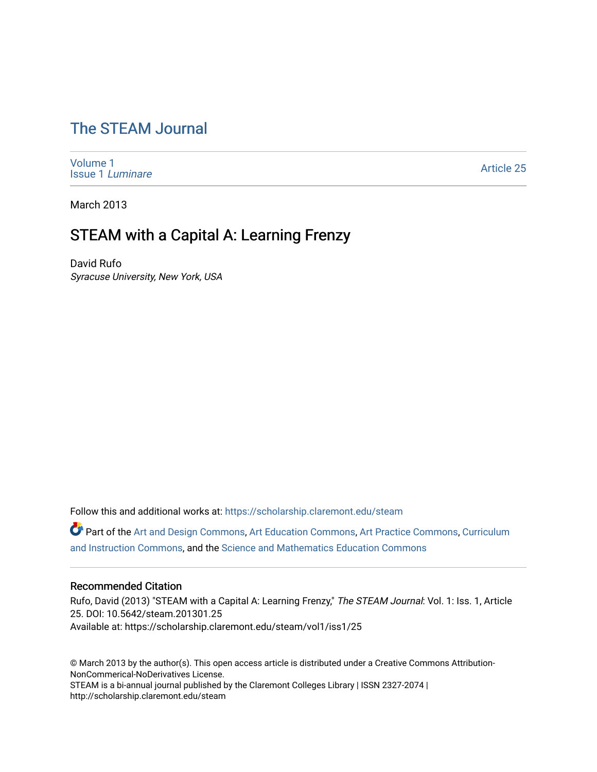# The STEAM Journal

Volume 1
Issue 1 *Luminare*

Article 25

March 2013

## STEAM with a Capital A: Learning Frenzy

David Rufo
*Syracuse University, New York, USA*

Follow this and additional works at: https://scholarship.claremont.edu/steam

Part of the Art and Design Commons, Art Education Commons, Art Practice Commons, Curriculum and Instruction Commons, and the Science and Mathematics Education Commons

### Recommended Citation

Rufo, David (2013) "STEAM with a Capital A: Learning Frenzy," *The STEAM Journal*: Vol. 1: Iss. 1, Article 25. DOI: 10.5642/steam.201301.25
Available at: https://scholarship.claremont.edu/steam/vol1/iss1/25

© March 2013 by the author(s). This open access article is distributed under a Creative Commons Attribution-NonCommerical-NoDerivatives License.
STEAM is a bi-annual journal published by the Claremont Colleges Library | ISSN 2327-2074 | http://scholarship.claremont.edu/steam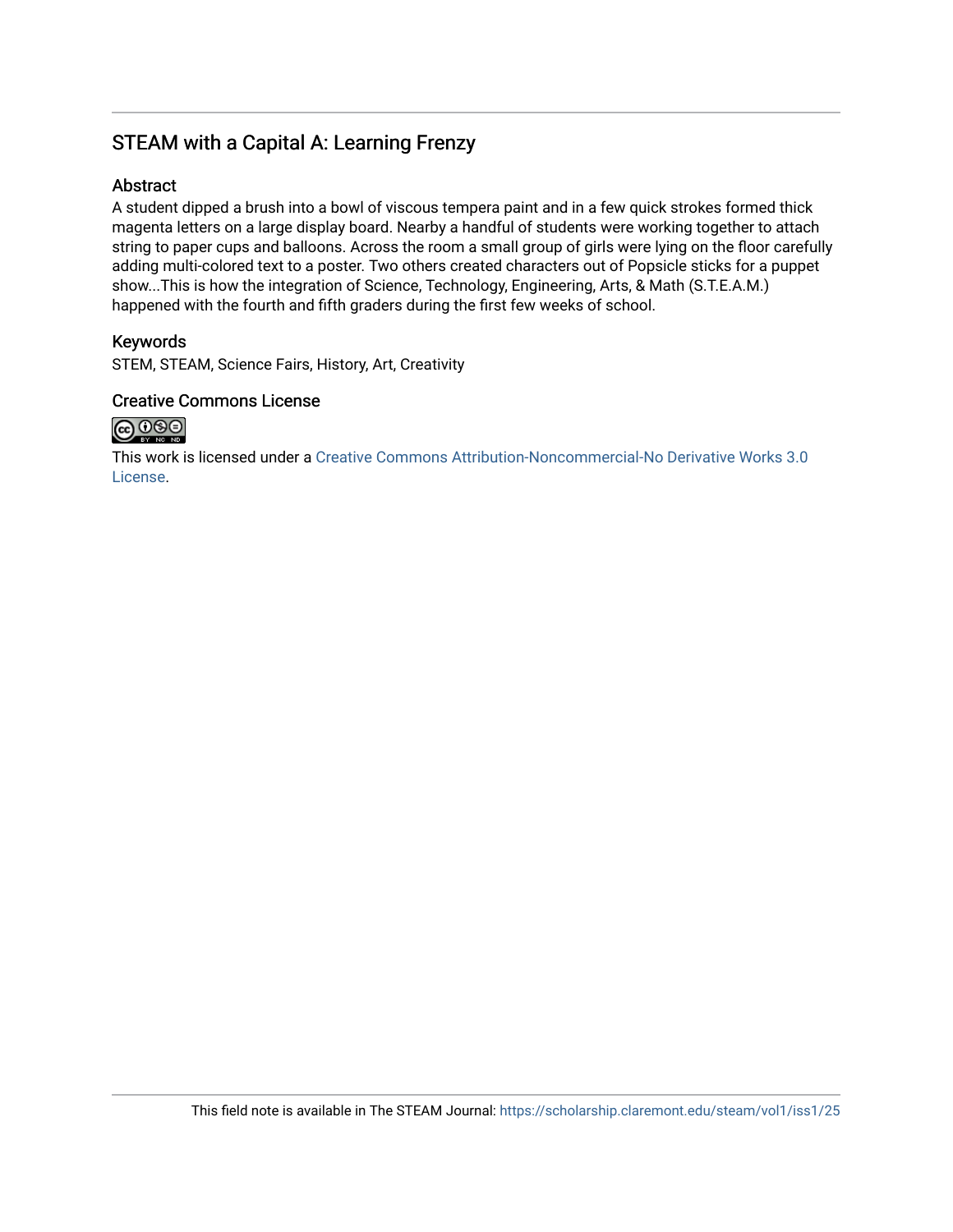## STEAM with a Capital A: Learning Frenzy

### Abstract

A student dipped a brush into a bowl of viscous tempera paint and in a few quick strokes formed thick magenta letters on a large display board. Nearby a handful of students were working together to attach string to paper cups and balloons. Across the room a small group of girls were lying on the floor carefully adding multi-colored text to a poster. Two others created characters out of Popsicle sticks for a puppet show...This is how the integration of Science, Technology, Engineering, Arts, & Math (S.T.E.A.M.) happened with the fourth and fifth graders during the first few weeks of school.

### Keywords

STEM, STEAM, Science Fairs, History, Art, Creativity

### Creative Commons License

This work is licensed under a Creative Commons Attribution-Noncommercial-No Derivative Works 3.0 License.

This field note is available in The STEAM Journal: https://scholarship.claremont.edu/steam/vol1/iss1/25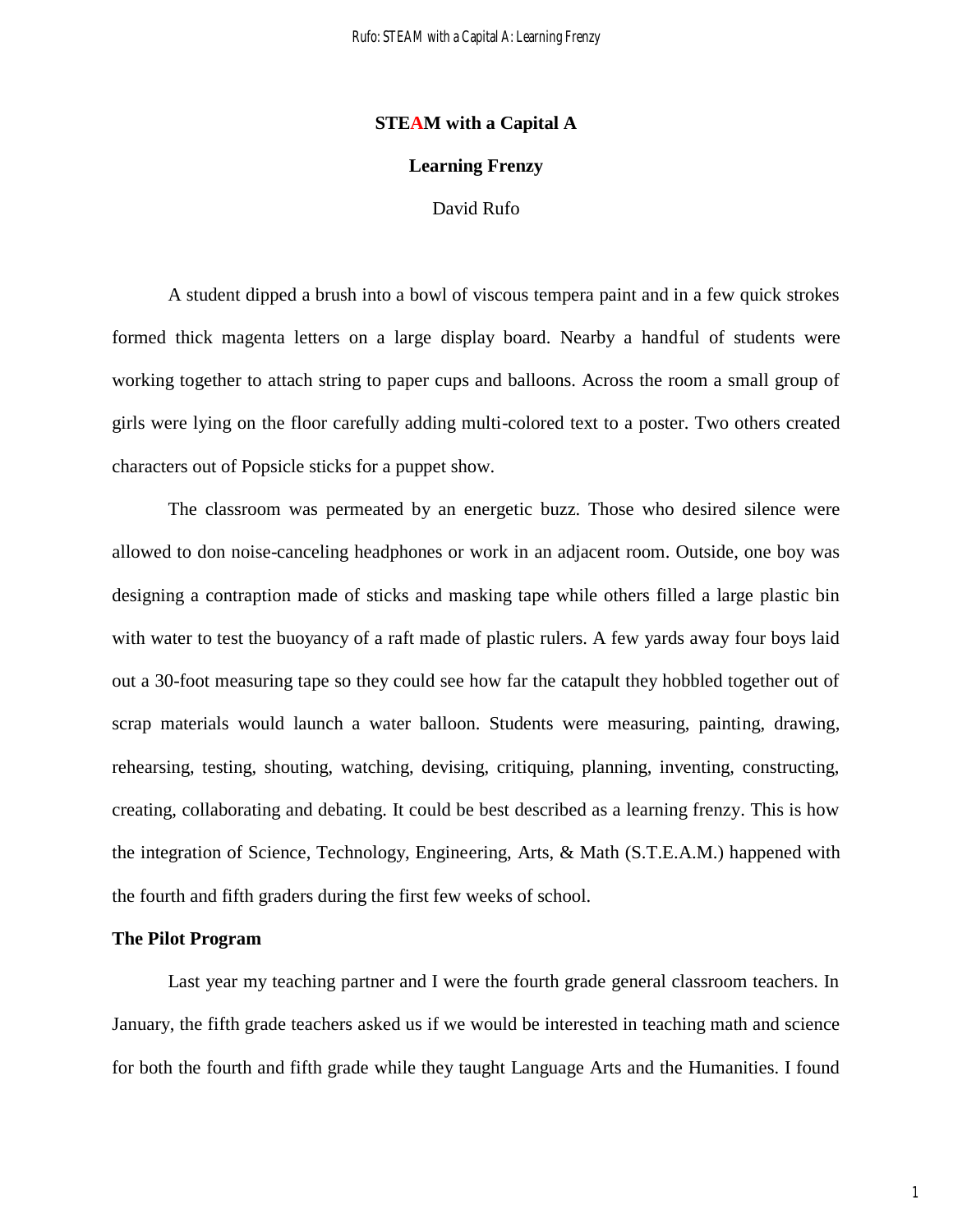# STEAM with a Capital A

## Learning Frenzy

David Rufo

A student dipped a brush into a bowl of viscous tempera paint and in a few quick strokes formed thick magenta letters on a large display board. Nearby a handful of students were working together to attach string to paper cups and balloons. Across the room a small group of girls were lying on the floor carefully adding multi-colored text to a poster. Two others created characters out of Popsicle sticks for a puppet show.

The classroom was permeated by an energetic buzz. Those who desired silence were allowed to don noise-canceling headphones or work in an adjacent room. Outside, one boy was designing a contraption made of sticks and masking tape while others filled a large plastic bin with water to test the buoyancy of a raft made of plastic rulers. A few yards away four boys laid out a 30-foot measuring tape so they could see how far the catapult they hobbled together out of scrap materials would launch a water balloon. Students were measuring, painting, drawing, rehearsing, testing, shouting, watching, devising, critiquing, planning, inventing, constructing, creating, collaborating and debating. It could be best described as a learning frenzy. This is how the integration of Science, Technology, Engineering, Arts, & Math (S.T.E.A.M.) happened with the fourth and fifth graders during the first few weeks of school.

**The Pilot Program**

Last year my teaching partner and I were the fourth grade general classroom teachers. In January, the fifth grade teachers asked us if we would be interested in teaching math and science for both the fourth and fifth grade while they taught Language Arts and the Humanities. I found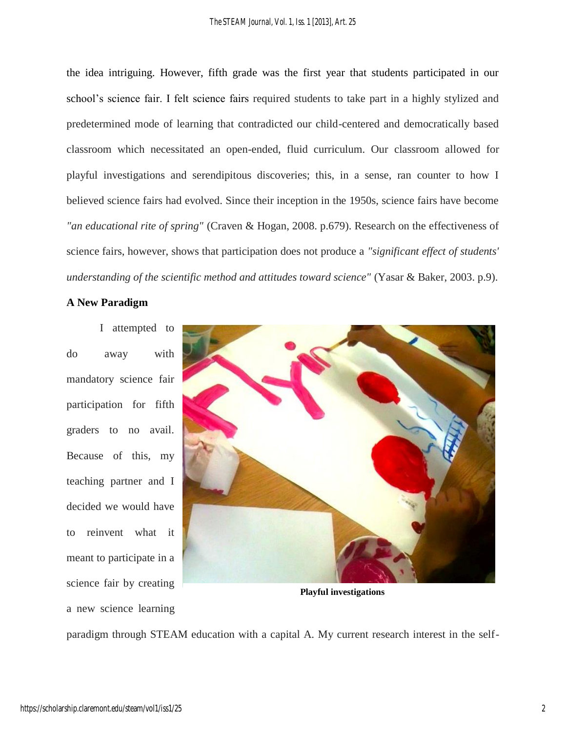the idea intriguing. However, fifth grade was the first year that students participated in our school's science fair. I felt science fairs required students to take part in a highly stylized and predetermined mode of learning that contradicted our child-centered and democratically based classroom which necessitated an open-ended, fluid curriculum. Our classroom allowed for playful investigations and serendipitous discoveries; this, in a sense, ran counter to how I believed science fairs had evolved. Since their inception in the 1950s, science fairs have become *"an educational rite of spring"* (Craven & Hogan, 2008. p.679). Research on the effectiveness of science fairs, however, shows that participation does not produce a *"significant effect of students' understanding of the scientific method and attitudes toward science"* (Yasar & Baker, 2003. p.9).

**A New Paradigm**

I attempted to do away with mandatory science fair participation for fifth graders to no avail. Because of this, my teaching partner and I decided we would have to reinvent what it meant to participate in a science fair by creating a new science learning paradigm through STEAM education with a capital A. My current research interest in the self-

**Playful investigations**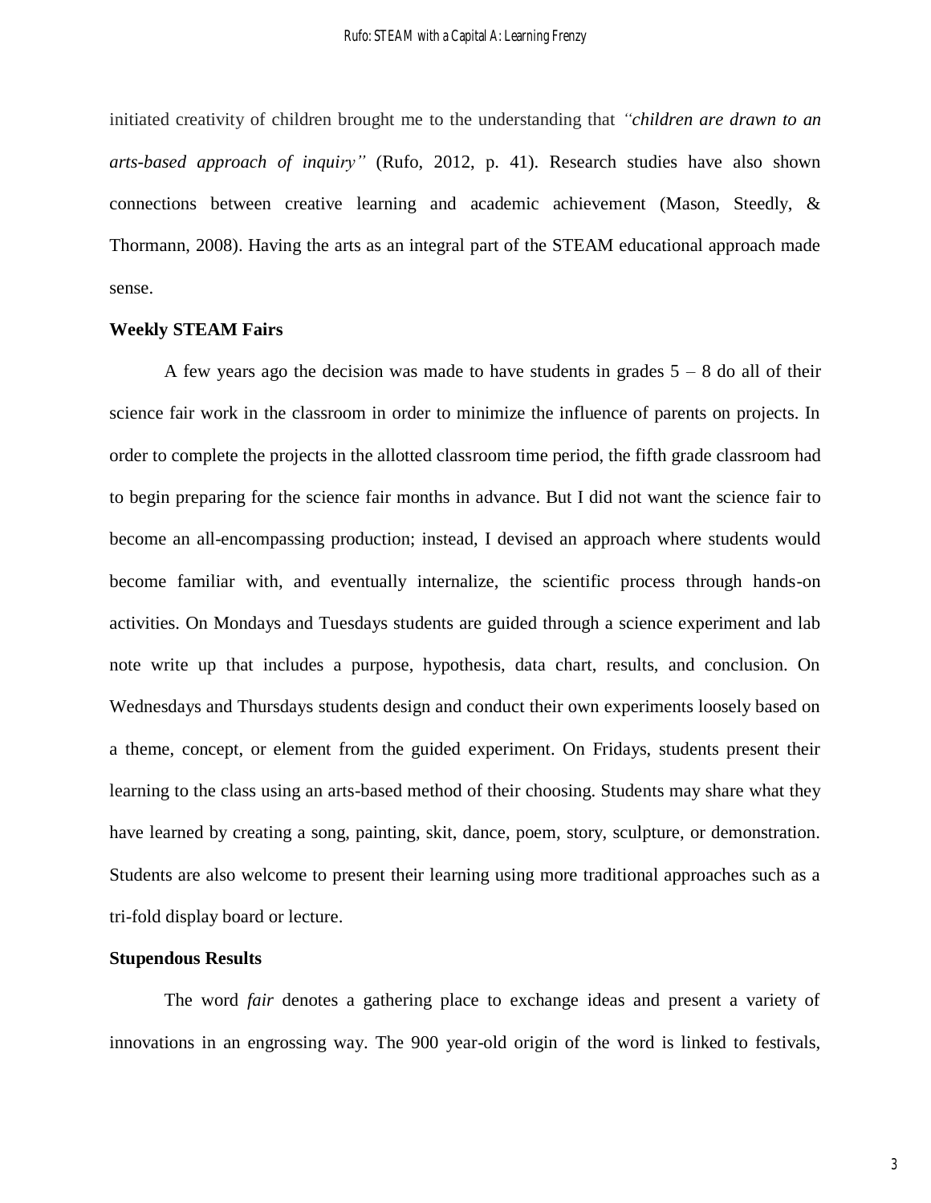initiated creativity of children brought me to the understanding that *"children are drawn to an arts-based approach of inquiry"* (Rufo, 2012, p. 41). Research studies have also shown connections between creative learning and academic achievement (Mason, Steedly, & Thormann, 2008). Having the arts as an integral part of the STEAM educational approach made sense.

**Weekly STEAM Fairs**

A few years ago the decision was made to have students in grades 5 – 8 do all of their science fair work in the classroom in order to minimize the influence of parents on projects. In order to complete the projects in the allotted classroom time period, the fifth grade classroom had to begin preparing for the science fair months in advance. But I did not want the science fair to become an all-encompassing production; instead, I devised an approach where students would become familiar with, and eventually internalize, the scientific process through hands-on activities. On Mondays and Tuesdays students are guided through a science experiment and lab note write up that includes a purpose, hypothesis, data chart, results, and conclusion. On Wednesdays and Thursdays students design and conduct their own experiments loosely based on a theme, concept, or element from the guided experiment. On Fridays, students present their learning to the class using an arts-based method of their choosing. Students may share what they have learned by creating a song, painting, skit, dance, poem, story, sculpture, or demonstration. Students are also welcome to present their learning using more traditional approaches such as a tri-fold display board or lecture.

**Stupendous Results**

The word *fair* denotes a gathering place to exchange ideas and present a variety of innovations in an engrossing way. The 900 year-old origin of the word is linked to festivals,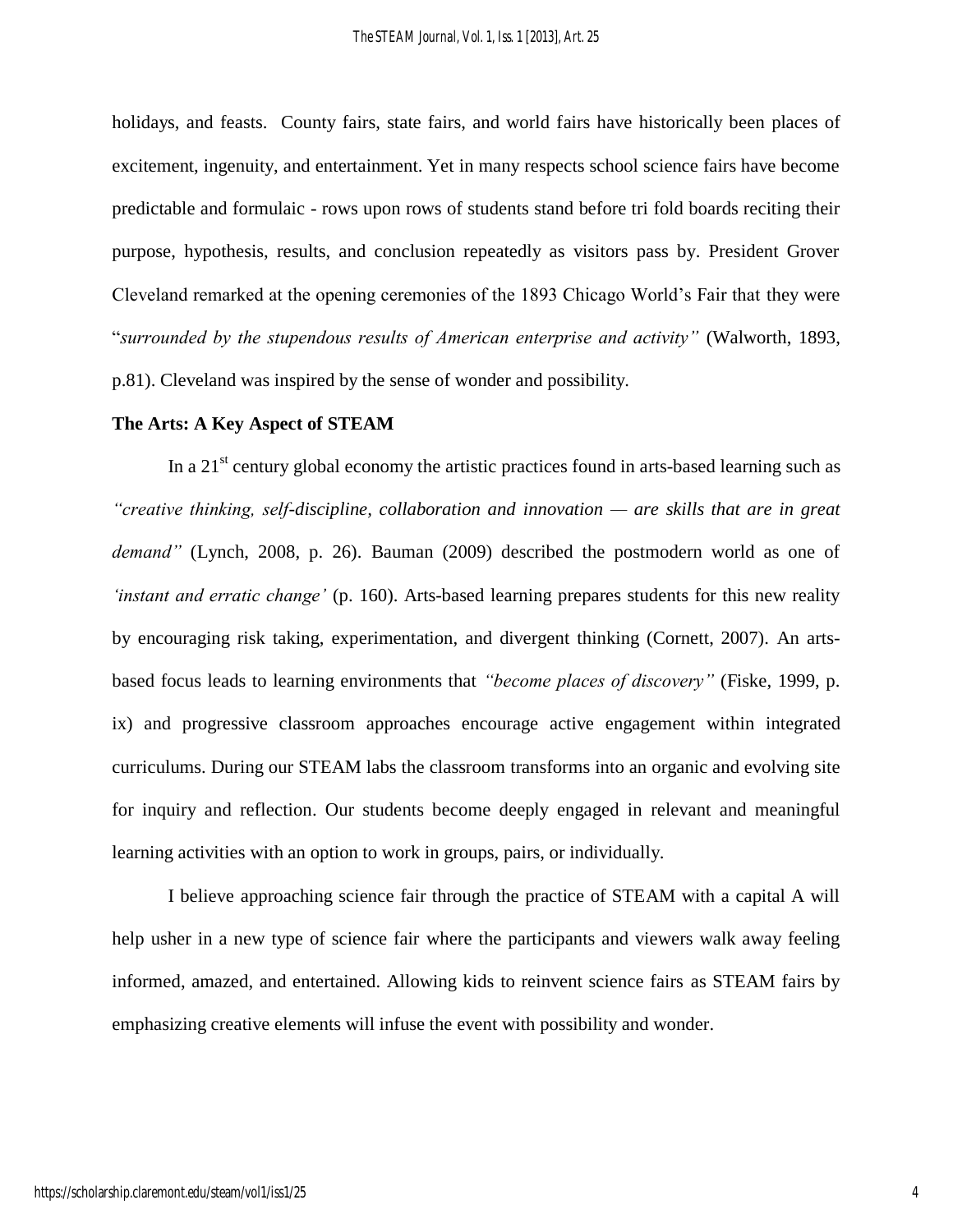holidays, and feasts. County fairs, state fairs, and world fairs have historically been places of excitement, ingenuity, and entertainment. Yet in many respects school science fairs have become predictable and formulaic - rows upon rows of students stand before tri fold boards reciting their purpose, hypothesis, results, and conclusion repeatedly as visitors pass by. President Grover Cleveland remarked at the opening ceremonies of the 1893 Chicago World's Fair that they were "*surrounded by the stupendous results of American enterprise and activity"* (Walworth, 1893, p.81). Cleveland was inspired by the sense of wonder and possibility.

**The Arts: A Key Aspect of STEAM**

In a 21st century global economy the artistic practices found in arts-based learning such as *"creative thinking, self-discipline, collaboration and innovation — are skills that are in great demand"* (Lynch, 2008, p. 26). Bauman (2009) described the postmodern world as one of *'instant and erratic change'* (p. 160). Arts-based learning prepares students for this new reality by encouraging risk taking, experimentation, and divergent thinking (Cornett, 2007). An arts-based focus leads to learning environments that *"become places of discovery"* (Fiske, 1999, p. ix) and progressive classroom approaches encourage active engagement within integrated curriculums. During our STEAM labs the classroom transforms into an organic and evolving site for inquiry and reflection. Our students become deeply engaged in relevant and meaningful learning activities with an option to work in groups, pairs, or individually.

I believe approaching science fair through the practice of STEAM with a capital A will help usher in a new type of science fair where the participants and viewers walk away feeling informed, amazed, and entertained. Allowing kids to reinvent science fairs as STEAM fairs by emphasizing creative elements will infuse the event with possibility and wonder.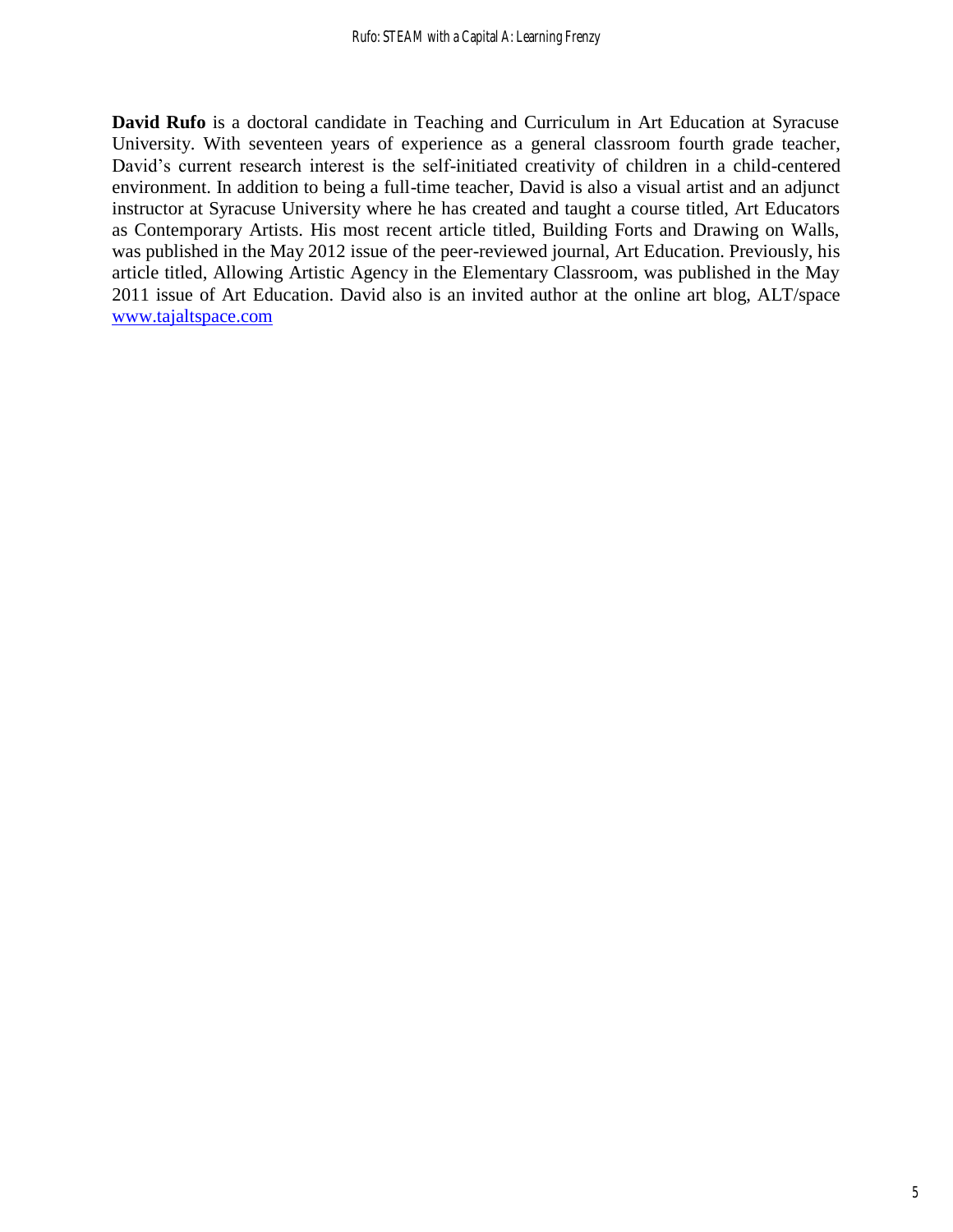**David Rufo** is a doctoral candidate in Teaching and Curriculum in Art Education at Syracuse University. With seventeen years of experience as a general classroom fourth grade teacher, David's current research interest is the self-initiated creativity of children in a child-centered environment. In addition to being a full-time teacher, David is also a visual artist and an adjunct instructor at Syracuse University where he has created and taught a course titled, Art Educators as Contemporary Artists. His most recent article titled, Building Forts and Drawing on Walls, was published in the May 2012 issue of the peer-reviewed journal, Art Education. Previously, his article titled, Allowing Artistic Agency in the Elementary Classroom, was published in the May 2011 issue of Art Education. David also is an invited author at the online art blog, ALT/space [www.tajaltspace.com](http://www.tajaltspace.com)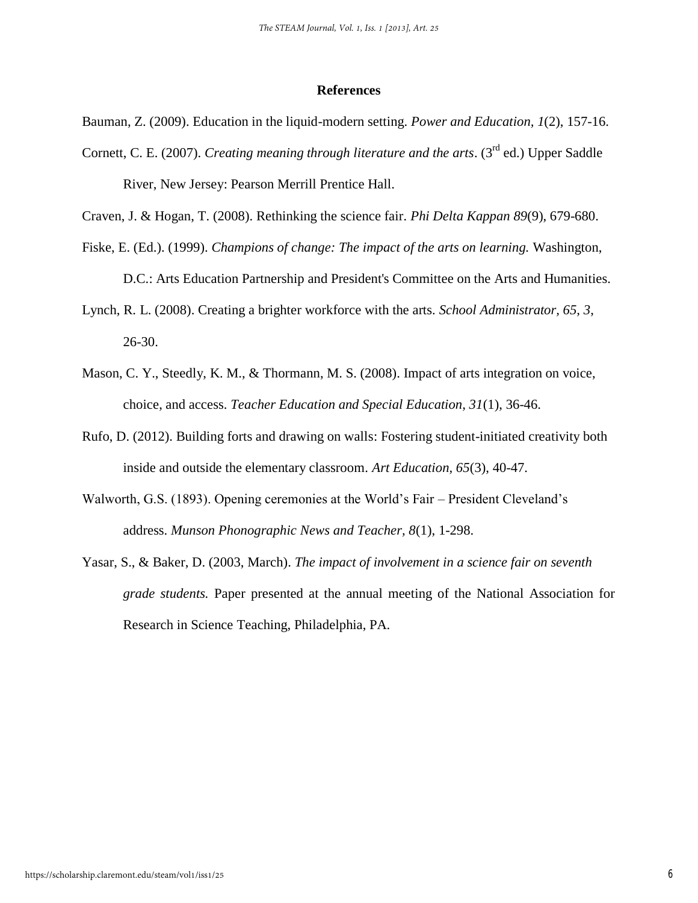## References

Bauman, Z. (2009). Education in the liquid-modern setting. *Power and Education, 1*(2), 157-16.

Cornett, C. E. (2007). *Creating meaning through literature and the arts*. (3rd ed.) Upper Saddle River, New Jersey: Pearson Merrill Prentice Hall.

Craven, J. & Hogan, T. (2008). Rethinking the science fair. *Phi Delta Kappan 89*(9), 679-680.

Fiske, E. (Ed.). (1999). *Champions of change: The impact of the arts on learning.* Washington, D.C.: Arts Education Partnership and President's Committee on the Arts and Humanities.

Lynch, R. L. (2008). Creating a brighter workforce with the arts. *School Administrator, 65, 3*, 26-30.

Mason, C. Y., Steedly, K. M., & Thormann, M. S. (2008). Impact of arts integration on voice, choice, and access. *Teacher Education and Special Education, 31*(1), 36-46.

Rufo, D. (2012). Building forts and drawing on walls: Fostering student-initiated creativity both inside and outside the elementary classroom. *Art Education, 65*(3), 40-47.

Walworth, G.S. (1893). Opening ceremonies at the World's Fair – President Cleveland's address. *Munson Phonographic News and Teacher, 8*(1), 1-298.

Yasar, S., & Baker, D. (2003, March). *The impact of involvement in a science fair on seventh grade students.* Paper presented at the annual meeting of the National Association for Research in Science Teaching, Philadelphia, PA.